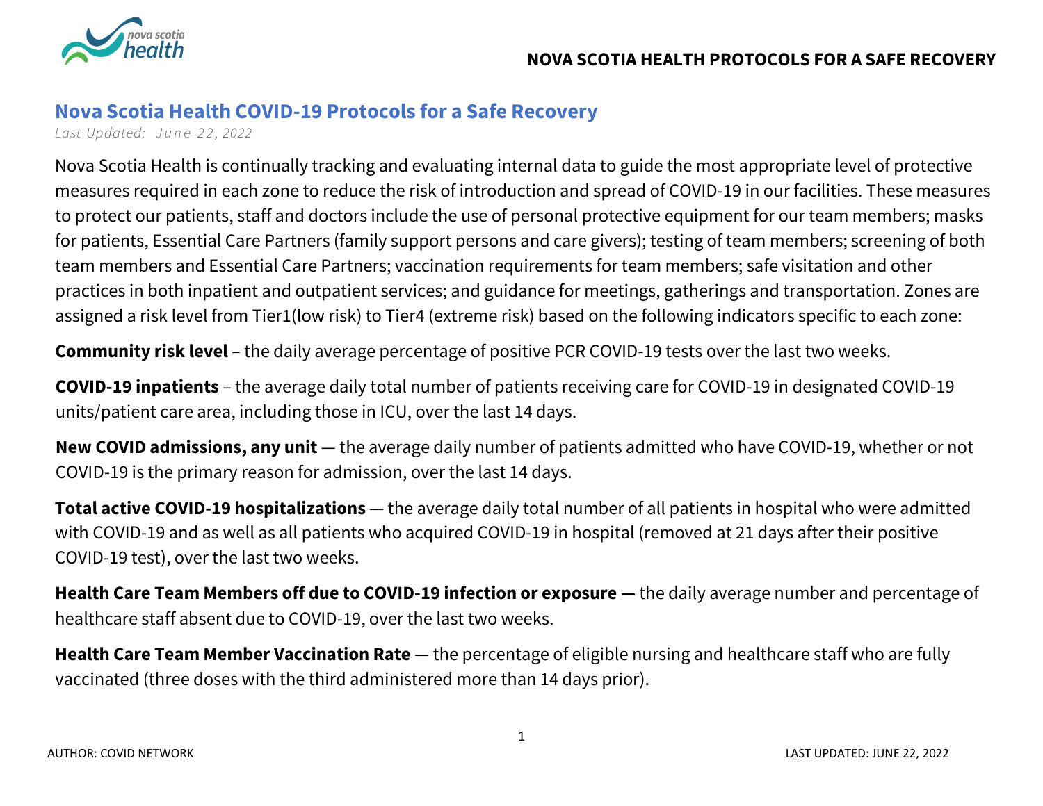# Nova Scotia Health COVID-19 Protocols for a Safe Recovery

*Last Updated: June 22, 2022*

Nova Scotia Health is continually tracking and evaluating internal data to guide the most appropriate level of protective measures required in each zone to reduce the risk of introduction and spread of COVID-19 in our facilities. These measures to protect our patients, staff and doctors include the use of personal protective equipment for our team members; masks for patients, Essential Care Partners (family support persons and care givers); testing of team members; screening of both team members and Essential Care Partners; vaccination requirements for team members; safe visitation and other practices in both inpatient and outpatient services; and guidance for meetings, gatherings and transportation. Zones are assigned a risk level from Tier1(low risk) to Tier4 (extreme risk) based on the following indicators specific to each zone:

**Community risk level** – the daily average percentage of positive PCR COVID-19 tests over the last two weeks.

**COVID-19 inpatients** – the average daily total number of patients receiving care for COVID-19 in designated COVID-19 units/patient care area, including those in ICU, over the last 14 days.

**New COVID admissions, any unit** — the average daily number of patients admitted who have COVID-19, whether or not COVID-19 is the primary reason for admission, over the last 14 days.

**Total active COVID-19 hospitalizations** — the average daily total number of all patients in hospital who were admitted with COVID-19 and as well as all patients who acquired COVID-19 in hospital (removed at 21 days after their positive COVID-19 test), over the last two weeks.

**Health Care Team Members off due to COVID-19 infection or exposure —** the daily average number and percentage of healthcare staff absent due to COVID-19, over the last two weeks.

**Health Care Team Member Vaccination Rate** — the percentage of eligible nursing and healthcare staff who are fully vaccinated (three doses with the third administered more than 14 days prior).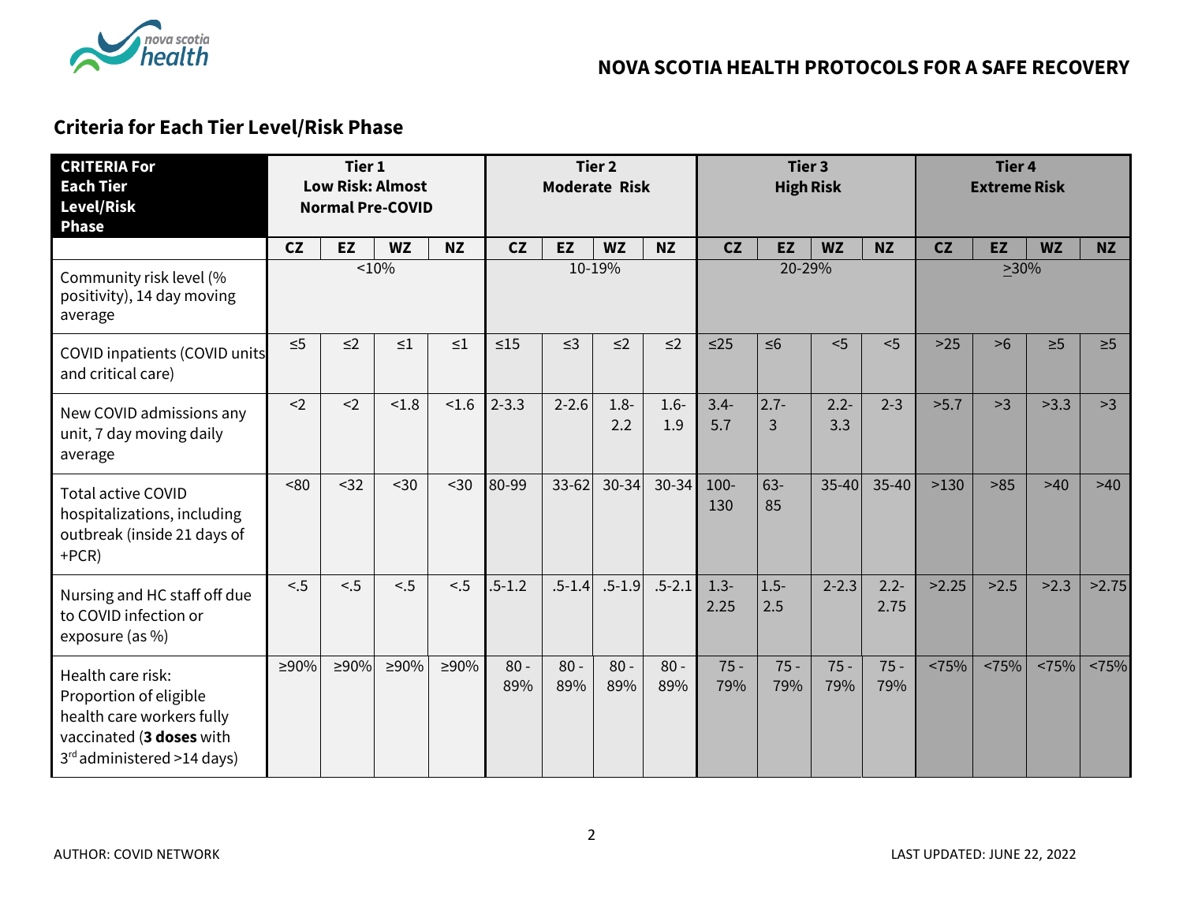## Criteria for Each Tier Level/Risk Phase

| CRITERIA For Each Tier Level/Risk Phase | Tier 1 Low Risk: Almost Normal Pre-COVID | | | | Tier 2 Moderate Risk | | | | Tier 3 High Risk | | | | Tier 4 Extreme Risk | | | |
|---|---|---|---|---|---|---|---|---|---|---|---|---|---|---|---|---|
| | CZ | EZ | WZ | NZ | CZ | EZ | WZ | NZ | CZ | EZ | WZ | NZ | CZ | EZ | WZ | NZ |
| Community risk level (% positivity), 14 day moving average | <10% | | | | 10-19% | | | | 20-29% | | | | ≥30% | | | |
| COVID inpatients (COVID units and critical care) | ≤5 | ≤2 | ≤1 | ≤1 | ≤15 | ≤3 | ≤2 | ≤2 | ≤25 | ≤6 | <5 | <5 | >25 | >6 | ≥5 | ≥5 |
| New COVID admissions any unit, 7 day moving daily average | <2 | <2 | <1.8 | <1.6 | 2-3.3 | 2-2.6 | 1.8-2.2 | 1.6-1.9 | 3.4-5.7 | 2.7-3 | 2.2-3.3 | 2-3 | >5.7 | >3 | >3.3 | >3 |
| Total active COVID hospitalizations, including outbreak (inside 21 days of +PCR) | <80 | <32 | <30 | <30 | 80-99 | 33-62 | 30-34 | 30-34 | 100-130 | 63-85 | 35-40 | 35-40 | >130 | >85 | >40 | >40 |
| Nursing and HC staff off due to COVID infection or exposure (as %) | <.5 | <.5 | <.5 | <.5 | .5-1.2 | .5-1.4 | .5-1.9 | .5-2.1 | 1.3-2.25 | 1.5-2.5 | 2-2.3 | 2.2-2.75 | >2.25 | >2.5 | >2.3 | >2.75 |
| Health care risk: Proportion of eligible health care workers fully vaccinated (**3 doses** with 3rd administered >14 days) | ≥90% | ≥90% | ≥90% | ≥90% | 80 - 89% | 80 - 89% | 80 - 89% | 80 - 89% | 75 - 79% | 75 - 79% | 75 - 79% | 75 - 79% | <75% | <75% | <75% | <75% |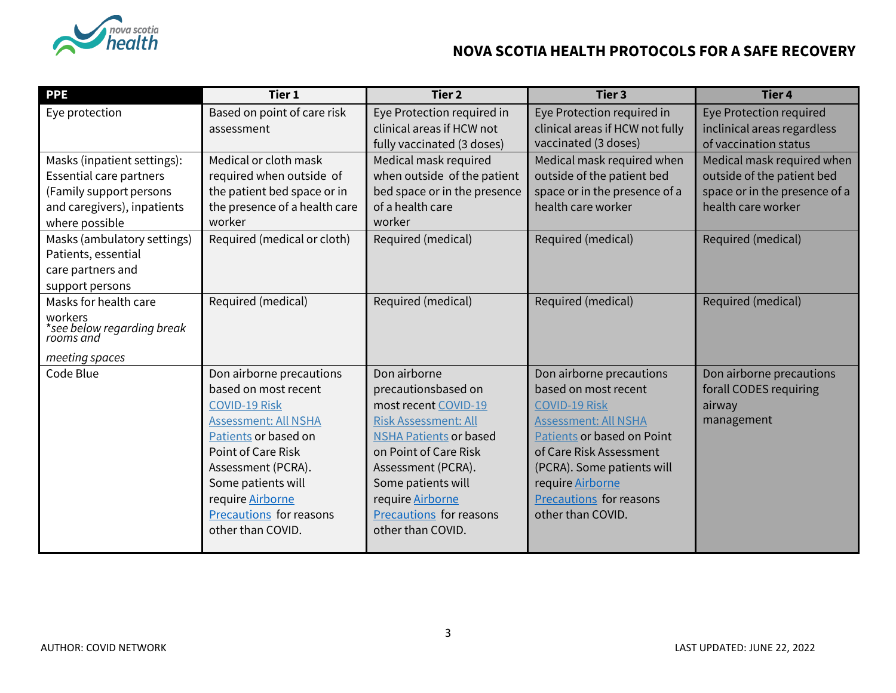| PPE | Tier 1 | Tier 2 | Tier 3 | Tier 4 |
|---|---|---|---|---|
| Eye protection | Based on point of care risk assessment | Eye Protection required in clinical areas if HCW not fully vaccinated (3 doses) | Eye Protection required in clinical areas if HCW not fully vaccinated (3 doses) | Eye Protection required inclinical areas regardless of vaccination status |
| Masks (inpatient settings): Essential care partners (Family support persons and caregivers), inpatients where possible | Medical or cloth mask required when outside of the patient bed space or in the presence of a health care worker | Medical mask required when outside of the patient bed space or in the presence of a health care worker | Medical mask required when outside of the patient bed space or in the presence of a health care worker | Medical mask required when outside of the patient bed space or in the presence of a health care worker |
| Masks (ambulatory settings) Patients, essential care partners and support persons | Required (medical or cloth) | Required (medical) | Required (medical) | Required (medical) |
| Masks for health care workers *\*see below regarding break rooms and meeting spaces* | Required (medical) | Required (medical) | Required (medical) | Required (medical) |
| Code Blue | Don airborne precautions based on most recent COVID-19 Risk Assessment: All NSHA Patients or based on Point of Care Risk Assessment (PCRA). Some patients will require Airborne Precautions for reasons other than COVID. | Don airborne precautionsbased on most recent COVID-19 Risk Assessment: All NSHA Patients or based on Point of Care Risk Assessment (PCRA). Some patients will require Airborne Precautions for reasons other than COVID. | Don airborne precautions based on most recent COVID-19 Risk Assessment: All NSHA Patients or based on Point of Care Risk Assessment (PCRA). Some patients will require Airborne Precautions for reasons other than COVID. | Don airborne precautions forall CODES requiring airway management |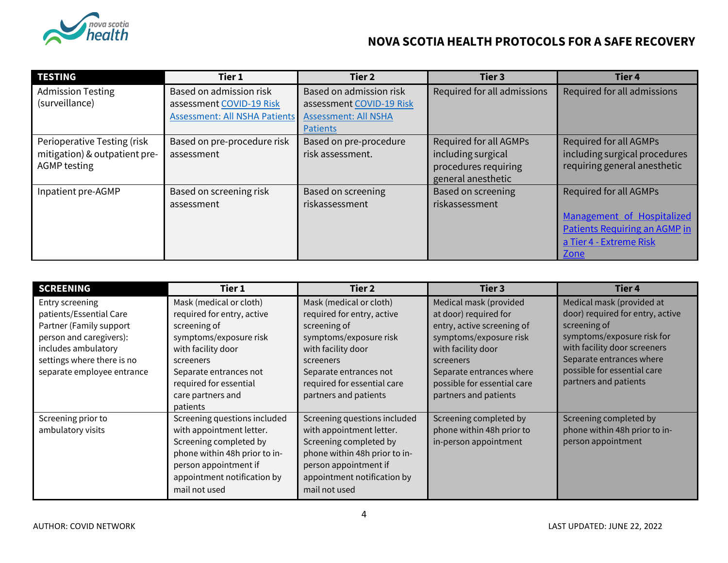| TESTING | Tier 1 | Tier 2 | Tier 3 | Tier 4 |
|---|---|---|---|---|
| Admission Testing (surveillance) | Based on admission risk assessment COVID-19 Risk Assessment: All NSHA Patients | Based on admission risk assessment COVID-19 Risk Assessment: All NSHA Patients | Required for all admissions | Required for all admissions |
| Perioperative Testing (risk mitigation) & outpatient pre-AGMP testing | Based on pre-procedure risk assessment | Based on pre-procedure risk assessment. | Required for all AGMPs including surgical procedures requiring general anesthetic | Required for all AGMPs including surgical procedures requiring general anesthetic |
| Inpatient pre-AGMP | Based on screening risk assessment | Based on screening riskassessment | Based on screening riskassessment | Required for all AGMPs<br><br>Management of Hospitalized Patients Requiring an AGMP in a Tier 4 - Extreme Risk Zone |

| SCREENING | Tier 1 | Tier 2 | Tier 3 | Tier 4 |
|---|---|---|---|---|
| Entry screening patients/Essential Care Partner (Family support person and caregivers): includes ambulatory settings where there is no separate employee entrance | Mask (medical or cloth) required for entry, active screening of symptoms/exposure risk with facility door screeners<br>Separate entrances not required for essential care partners and patients | Mask (medical or cloth) required for entry, active screening of symptoms/exposure risk with facility door screeners<br>Separate entrances not required for essential care partners and patients | Medical mask (provided at door) required for entry, active screening of symptoms/exposure risk with facility door screeners<br>Separate entrances where possible for essential care partners and patients | Medical mask (provided at door) required for entry, active screening of symptoms/exposure risk for with facility door screeners<br>Separate entrances where possible for essential care partners and patients |
| Screening prior to ambulatory visits | Screening questions included with appointment letter. Screening completed by phone within 48h prior to in-person appointment if appointment notification by mail not used | Screening questions included with appointment letter. Screening completed by phone within 48h prior to in-person appointment if appointment notification by mail not used | Screening completed by phone within 48h prior to in-person appointment | Screening completed by phone within 48h prior to in-person appointment |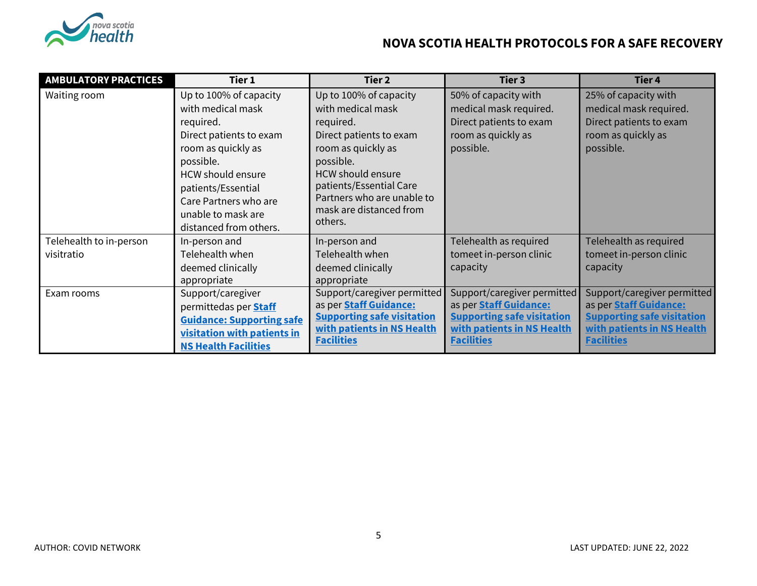## NOVA SCOTIA HEALTH PROTOCOLS FOR A SAFE RECOVERY

| AMBULATORY PRACTICES | Tier 1 | Tier 2 | Tier 3 | Tier 4 |
|---|---|---|---|---|
| Waiting room | Up to 100% of capacity with medical mask required. Direct patients to exam room as quickly as possible. HCW should ensure patients/Essential Care Partners who are unable to mask are distanced from others. | Up to 100% of capacity with medical mask required. Direct patients to exam room as quickly as possible. HCW should ensure patients/Essential Care Partners who are unable to mask are distanced from others. | 50% of capacity with medical mask required. Direct patients to exam room as quickly as possible. | 25% of capacity with medical mask required. Direct patients to exam room as quickly as possible. |
| Telehealth to in-person visitratio | In-person and Telehealth when deemed clinically appropriate | In-person and Telehealth when deemed clinically appropriate | Telehealth as required tomeet in-person clinic capacity | Telehealth as required tomeet in-person clinic capacity |
| Exam rooms | Support/caregiver permittedas per **Staff Guidance: Supporting safe visitation with patients in NS Health Facilities** | Support/caregiver permitted as per **Staff Guidance: Supporting safe visitation with patients in NS Health Facilities** | Support/caregiver permitted as per **Staff Guidance: Supporting safe visitation with patients in NS Health Facilities** | Support/caregiver permitted as per **Staff Guidance: Supporting safe visitation with patients in NS Health Facilities** |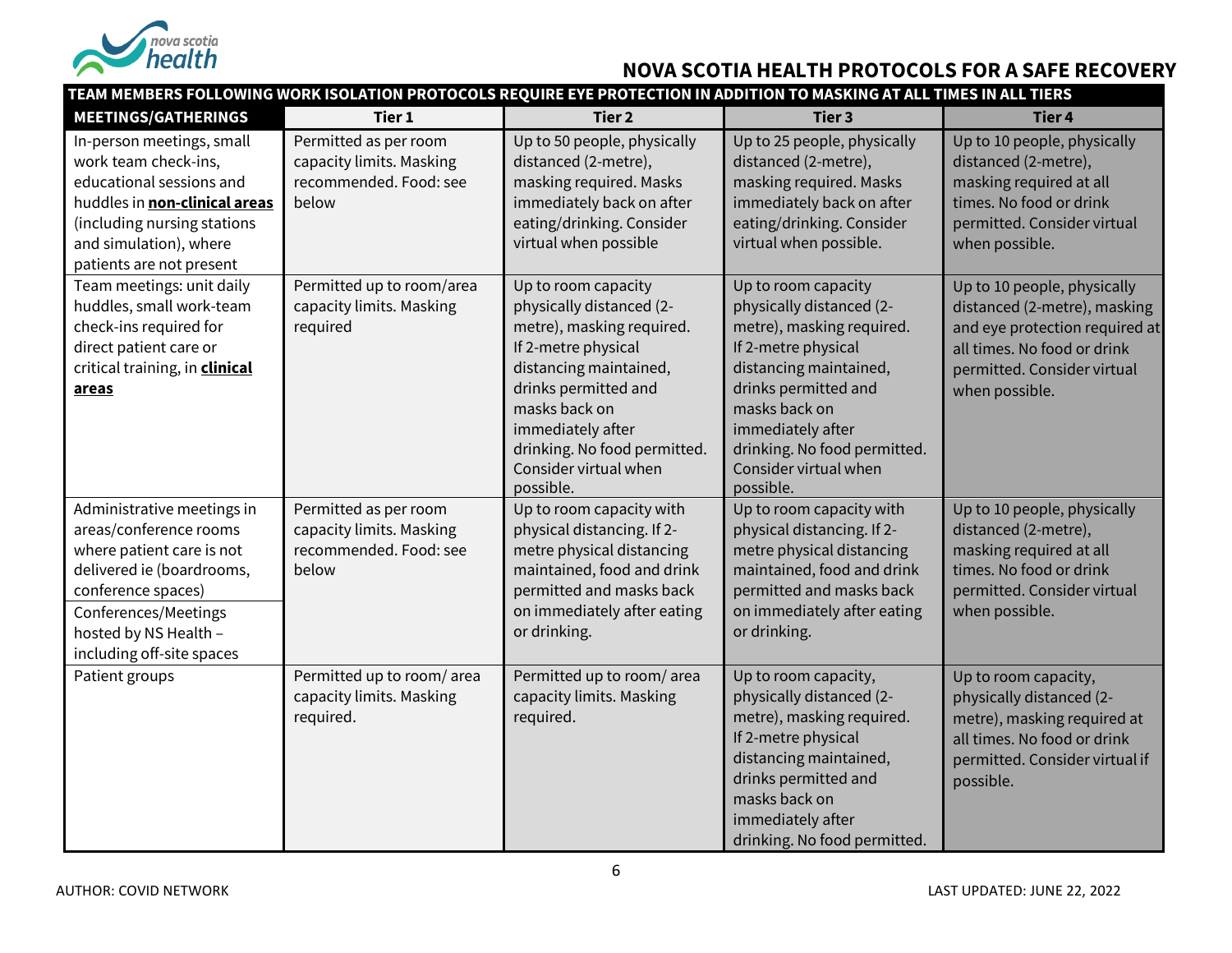## NOVA SCOTIA HEALTH PROTOCOLS FOR A SAFE RECOVERY

**TEAM MEMBERS FOLLOWING WORK ISOLATION PROTOCOLS REQUIRE EYE PROTECTION IN ADDITION TO MASKING AT ALL TIMES IN ALL TIERS**

| MEETINGS/GATHERINGS | Tier 1 | Tier 2 | Tier 3 | Tier 4 |
|---|---|---|---|---|
| In-person meetings, small work team check-ins, educational sessions and huddles in **non-clinical areas** (including nursing stations and simulation), where patients are not present | Permitted as per room capacity limits. Masking recommended. Food: see below | Up to 50 people, physically distanced (2-metre), masking required. Masks immediately back on after eating/drinking. Consider virtual when possible | Up to 25 people, physically distanced (2-metre), masking required. Masks immediately back on after eating/drinking. Consider virtual when possible. | Up to 10 people, physically distanced (2-metre), masking required at all times. No food or drink permitted. Consider virtual when possible. |
| Team meetings: unit daily huddles, small work-team check-ins required for direct patient care or critical training, in **clinical areas** | Permitted up to room/area capacity limits. Masking required | Up to room capacity physically distanced (2-metre), masking required. If 2-metre physical distancing maintained, drinks permitted and masks back on immediately after drinking. No food permitted. Consider virtual when possible. | Up to room capacity physically distanced (2-metre), masking required. If 2-metre physical distancing maintained, drinks permitted and masks back on immediately after drinking. No food permitted. Consider virtual when possible. | Up to 10 people, physically distanced (2-metre), masking and eye protection required at all times. No food or drink permitted. Consider virtual when possible. |
| Administrative meetings in areas/conference rooms where patient care is not delivered ie (boardrooms, conference spaces)<br>Conferences/Meetings hosted by NS Health – including off-site spaces | Permitted as per room capacity limits. Masking recommended. Food: see below | Up to room capacity with physical distancing. If 2-metre physical distancing maintained, food and drink permitted and masks back on immediately after eating or drinking. | Up to room capacity with physical distancing. If 2-metre physical distancing maintained, food and drink permitted and masks back on immediately after eating or drinking. | Up to 10 people, physically distanced (2-metre), masking required at all times. No food or drink permitted. Consider virtual when possible. |
| Patient groups | Permitted up to room/ area capacity limits. Masking required. | Permitted up to room/ area capacity limits. Masking required. | Up to room capacity, physically distanced (2-metre), masking required. If 2-metre physical distancing maintained, drinks permitted and masks back on immediately after drinking. No food permitted. | Up to room capacity, physically distanced (2-metre), masking required at all times. No food or drink permitted. Consider virtual if possible. |

AUTHOR: COVID NETWORK

LAST UPDATED: JUNE 22, 2022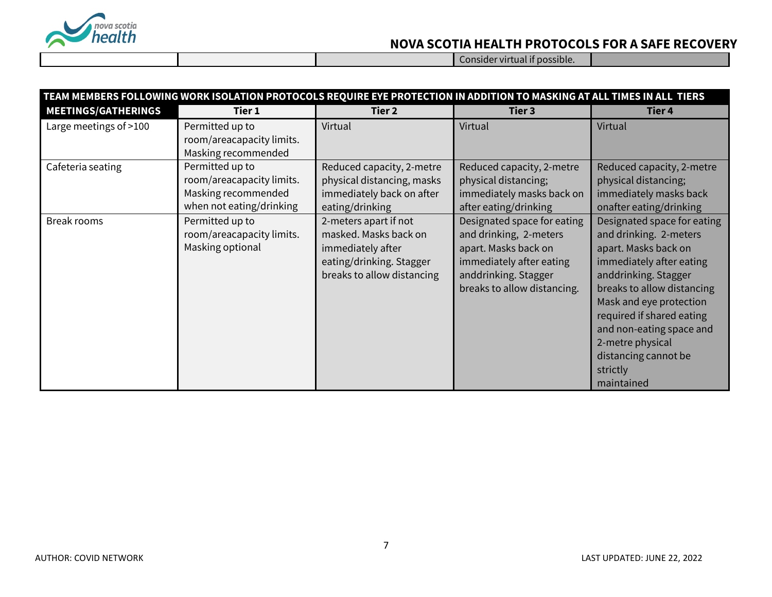| | | | Consider virtual if possible. | |
|---|---|---|---|---|

| TEAM MEMBERS FOLLOWING WORK ISOLATION PROTOCOLS REQUIRE EYE PROTECTION IN ADDITION TO MASKING AT ALL TIMES IN ALL TIERS | | | | |
|---|---|---|---|---|
| **MEETINGS/GATHERINGS** | **Tier 1** | **Tier 2** | **Tier 3** | **Tier 4** |
| Large meetings of >100 | Permitted up to room/areacapacity limits. Masking recommended | Virtual | Virtual | Virtual |
| Cafeteria seating | Permitted up to room/areacapacity limits. Masking recommended when not eating/drinking | Reduced capacity, 2-metre physical distancing, masks immediately back on after eating/drinking | Reduced capacity, 2-metre physical distancing; immediately masks back on after eating/drinking | Reduced capacity, 2-metre physical distancing; immediately masks back onafter eating/drinking |
| Break rooms | Permitted up to room/areacapacity limits. Masking optional | 2-meters apart if not masked. Masks back on immediately after eating/drinking. Stagger breaks to allow distancing | Designated space for eating and drinking, 2-meters apart. Masks back on immediately after eating anddrinking. Stagger breaks to allow distancing. | Designated space for eating and drinking. 2-meters apart. Masks back on immediately after eating anddrinking. Stagger breaks to allow distancing Mask and eye protection required if shared eating and non-eating space and 2-metre physical distancing cannot be strictly maintained |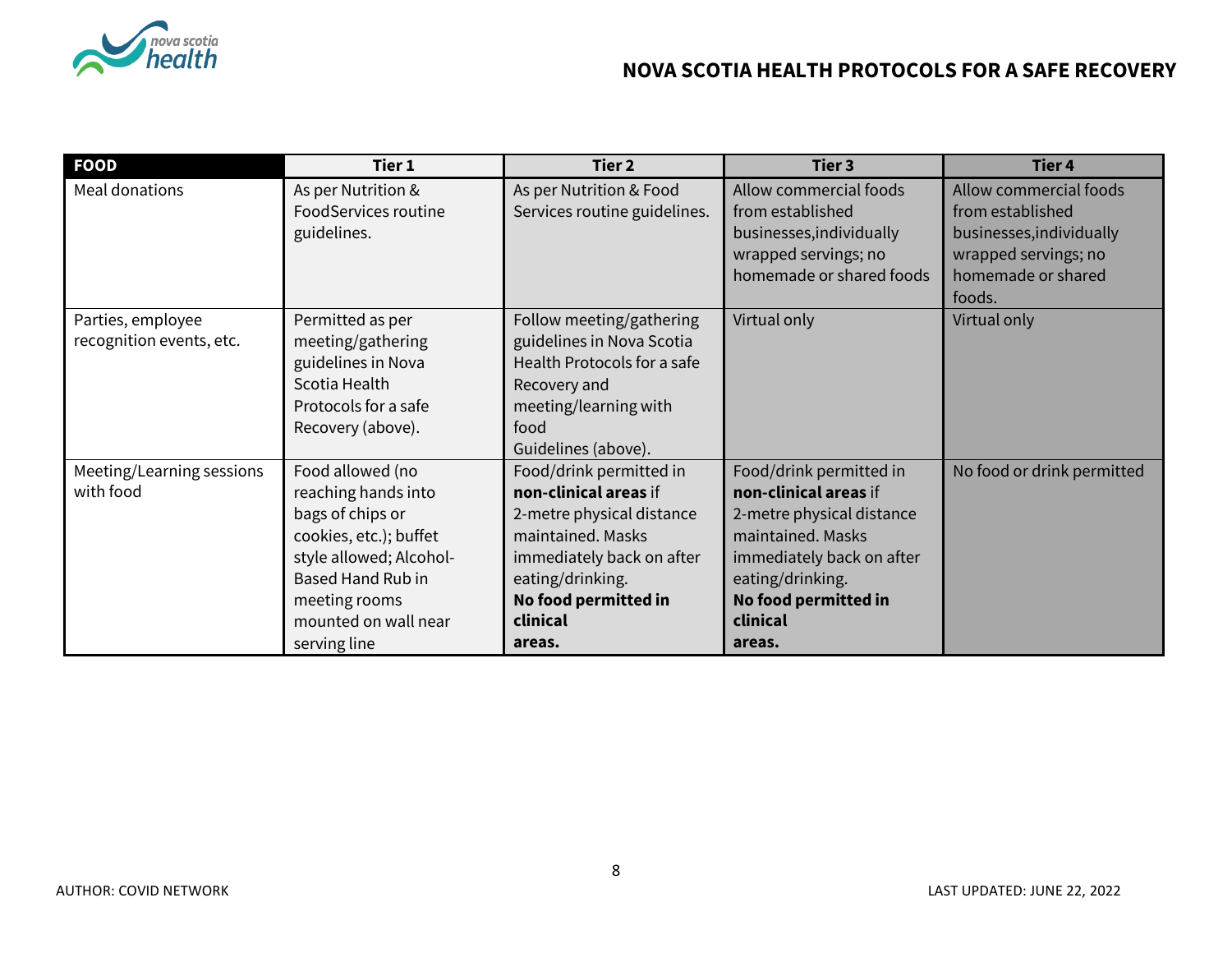| **FOOD** | Tier 1 | Tier 2 | Tier 3 | Tier 4 |
|---|---|---|---|---|
| Meal donations | As per Nutrition & FoodServices routine guidelines. | As per Nutrition & Food Services routine guidelines. | Allow commercial foods from established businesses,individually wrapped servings; no homemade or shared foods | Allow commercial foods from established businesses,individually wrapped servings; no homemade or shared foods. |
| Parties, employee recognition events, etc. | Permitted as per meeting/gathering guidelines in Nova Scotia Health Protocols for a safe Recovery (above). | Follow meeting/gathering guidelines in Nova Scotia Health Protocols for a safe Recovery and meeting/learning with food Guidelines (above). | Virtual only | Virtual only |
| Meeting/Learning sessions with food | Food allowed (no reaching hands into bags of chips or cookies, etc.); buffet style allowed; Alcohol-Based Hand Rub in meeting rooms mounted on wall near serving line | Food/drink permitted in **non-clinical areas** if 2-metre physical distance maintained. Masks immediately back on after eating/drinking. **No food permitted in clinical areas.** | Food/drink permitted in **non-clinical areas** if 2-metre physical distance maintained. Masks immediately back on after eating/drinking. **No food permitted in clinical areas.** | No food or drink permitted |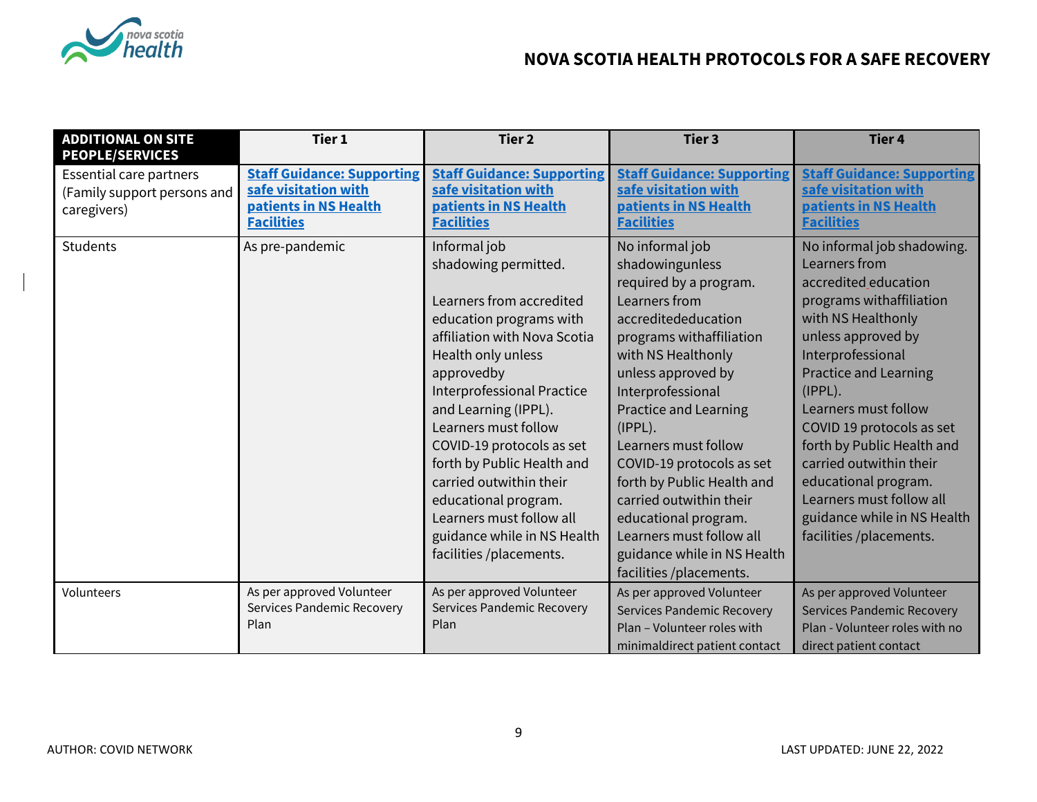| ADDITIONAL ON SITE PEOPLE/SERVICES | Tier 1 | Tier 2 | Tier 3 | Tier 4 |
|---|---|---|---|---|
| Essential care partners (Family support persons and caregivers) | **Staff Guidance: Supporting safe visitation with patients in NS Health Facilities** | **Staff Guidance: Supporting safe visitation with patients in NS Health Facilities** | **Staff Guidance: Supporting safe visitation with patients in NS Health Facilities** | **Staff Guidance: Supporting safe visitation with patients in NS Health Facilities** |
| Students | As pre-pandemic | Informal job shadowing permitted.<br><br>Learners from accredited education programs with affiliation with Nova Scotia Health only unless approvedby Interprofessional Practice and Learning (IPPL). Learners must follow COVID-19 protocols as set forth by Public Health and carried outwithin their educational program. Learners must follow all guidance while in NS Health facilities /placements. | No informal job shadowingunless required by a program. Learners from accreditededucation programs withaffiliation with NS Healthonly unless approved by Interprofessional Practice and Learning (IPPL). Learners must follow COVID-19 protocols as set forth by Public Health and carried outwithin their educational program. Learners must follow all guidance while in NS Health facilities /placements. | No informal job shadowing. Learners from accredited education programs withaffiliation with NS Healthonly unless approved by Interprofessional Practice and Learning (IPPL). Learners must follow COVID 19 protocols as set forth by Public Health and carried outwithin their educational program. Learners must follow all guidance while in NS Health facilities /placements. |
| Volunteers | As per approved Volunteer Services Pandemic Recovery Plan | As per approved Volunteer Services Pandemic Recovery Plan | As per approved Volunteer Services Pandemic Recovery Plan – Volunteer roles with minimaldirect patient contact | As per approved Volunteer Services Pandemic Recovery Plan - Volunteer roles with no direct patient contact |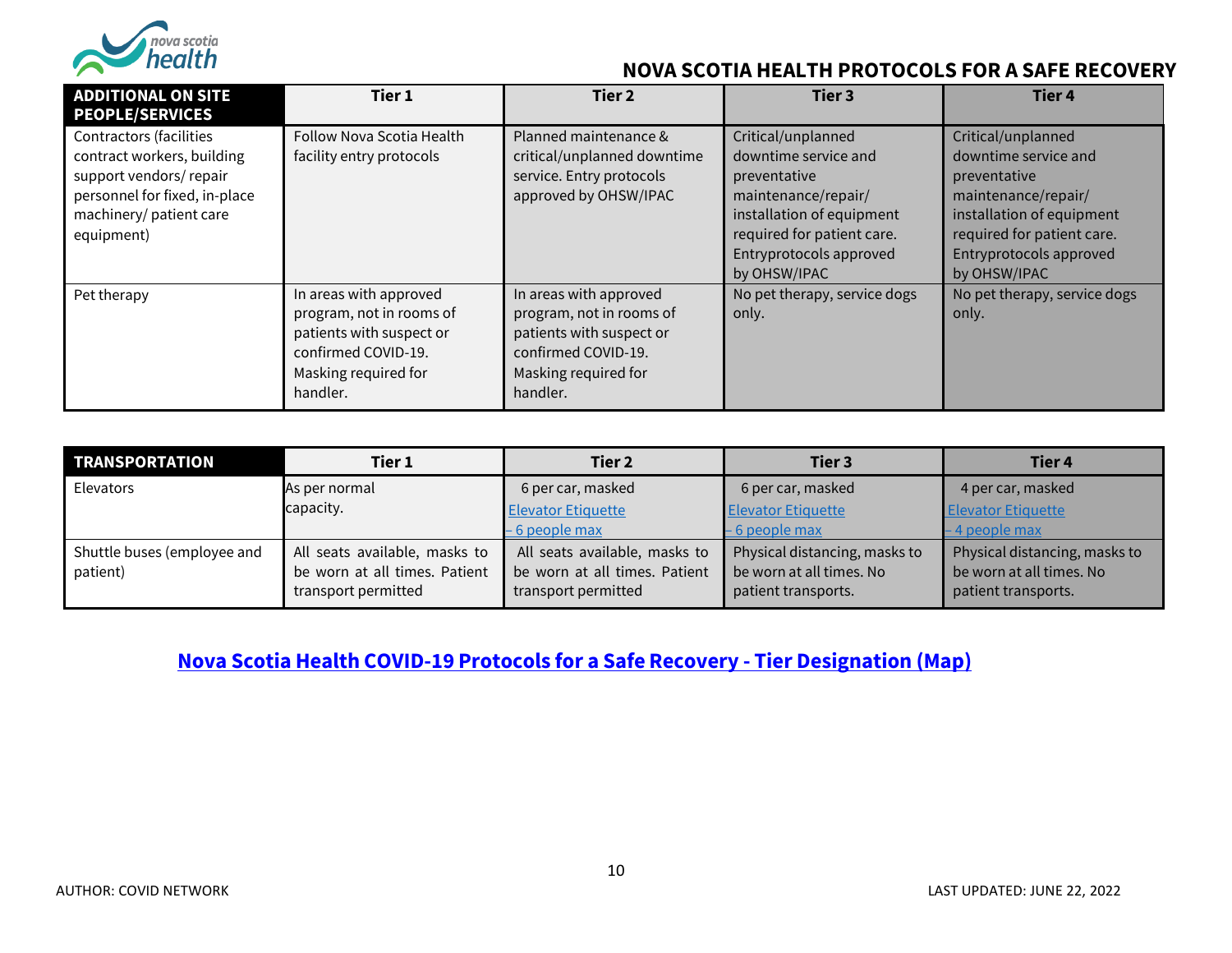# NOVA SCOTIA HEALTH PROTOCOLS FOR A SAFE RECOVERY

| ADDITIONAL ON SITE PEOPLE/SERVICES | Tier 1 | Tier 2 | Tier 3 | Tier 4 |
|---|---|---|---|---|
| Contractors (facilities contract workers, building support vendors/ repair personnel for fixed, in-place machinery/ patient care equipment) | Follow Nova Scotia Health facility entry protocols | Planned maintenance & critical/unplanned downtime service. Entry protocols approved by OHSW/IPAC | Critical/unplanned downtime service and preventative maintenance/repair/ installation of equipment required for patient care. Entryprotocols approved by OHSW/IPAC | Critical/unplanned downtime service and preventative maintenance/repair/ installation of equipment required for patient care. Entryprotocols approved by OHSW/IPAC |
| Pet therapy | In areas with approved program, not in rooms of patients with suspect or confirmed COVID-19. Masking required for handler. | In areas with approved program, not in rooms of patients with suspect or confirmed COVID-19. Masking required for handler. | No pet therapy, service dogs only. | No pet therapy, service dogs only. |

| TRANSPORTATION | Tier 1 | Tier 2 | Tier 3 | Tier 4 |
|---|---|---|---|---|
| Elevators | As per normal capacity. | 6 per car, masked Elevator Etiquette - 6 people max | 6 per car, masked Elevator Etiquette - 6 people max | 4 per car, masked Elevator Etiquette - 4 people max |
| Shuttle buses (employee and patient) | All seats available, masks to be worn at all times. Patient transport permitted | All seats available, masks to be worn at all times. Patient transport permitted | Physical distancing, masks to be worn at all times. No patient transports. | Physical distancing, masks to be worn at all times. No patient transports. |

**Nova Scotia Health COVID-19 Protocols for a Safe Recovery - Tier Designation (Map)**

AUTHOR: COVID NETWORK

LAST UPDATED: JUNE 22, 2022